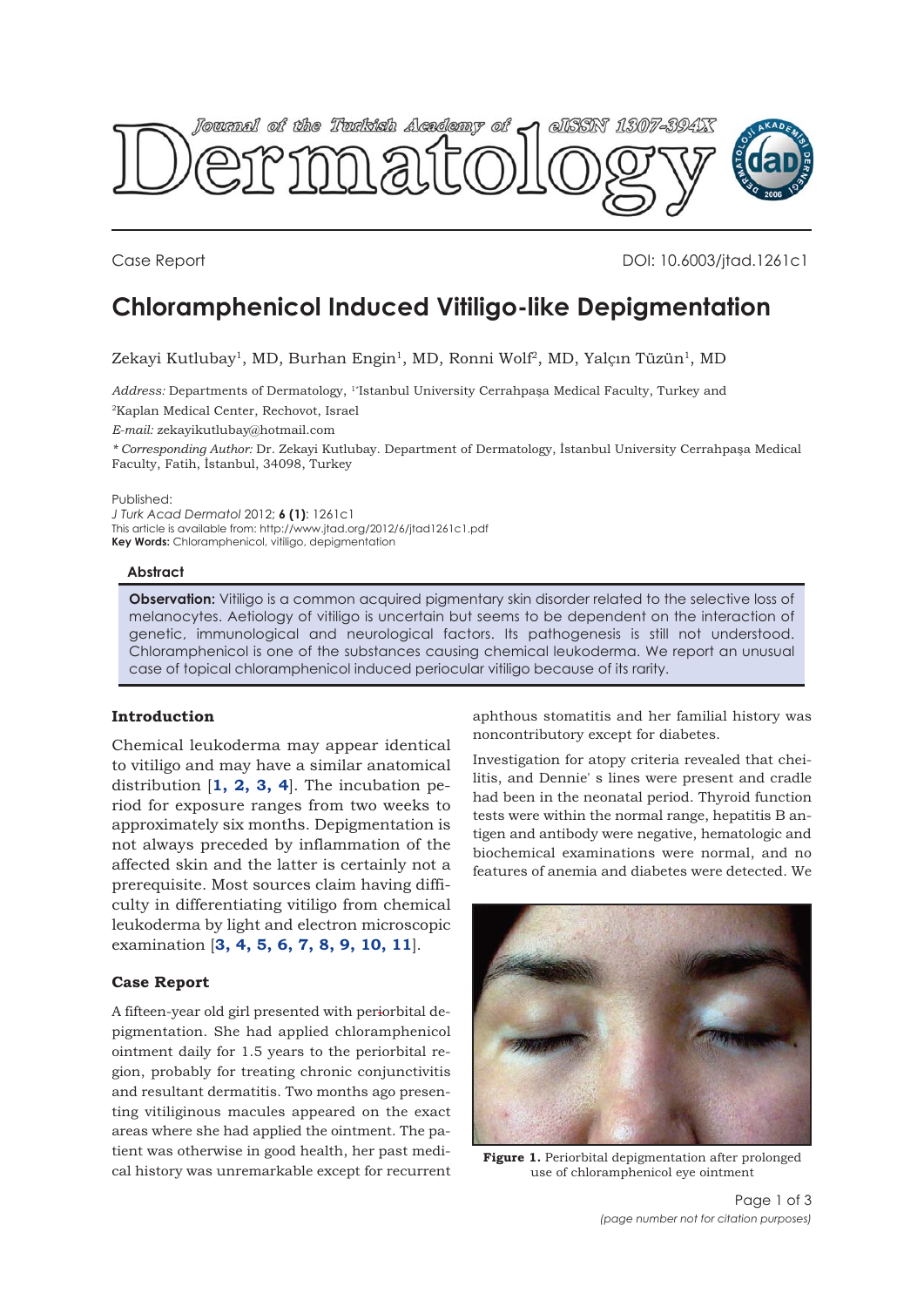Case Report

DOI: 10.6003/jtad.1261c1

# Chloramphenicol Induced Vitiligo-like Depigmentation

Zekayi Kutlubay[1], MD, Burhan Engin[1], MD, Ronni Wolf[2], MD, Yalçın Tüzün[1], MD

*Address:* Departments of Dermatology, [1]Istanbul University Cerrahpaşa Medical Faculty, Turkey and [2]Kaplan Medical Center, Rechovot, Israel

*E-mail:* zekayikutlubay@hotmail.com

*\* Corresponding Author:* Dr. Zekayi Kutlubay. Department of Dermatology, İstanbul University Cerrahpaşa Medical Faculty, Fatih, İstanbul, 34098, Turkey

Published:
*J Turk Acad Dermatol* 2012; **6 (1)**: 1261c1
This article is available from: http://www.jtad.org/2012/6/jtad1261c1.pdf
**Key Words:** Chloramphenicol, vitiligo, depigmentation

### Abstract

**Observation:** Vitiligo is a common acquired pigmentary skin disorder related to the selective loss of melanocytes. Aetiology of vitiligo is uncertain but seems to be dependent on the interaction of genetic, immunological and neurological factors. Its pathogenesis is still not understood. Chloramphenicol is one of the substances causing chemical leukoderma. We report an unusual case of topical chloramphenicol induced periocular vitiligo because of its rarity.

## Introduction

Chemical leukoderma may appear identical to vitiligo and may have a similar anatomical distribution [**1, 2, 3, 4**]. The incubation period for exposure ranges from two weeks to approximately six months. Depigmentation is not always preceded by inflammation of the affected skin and the latter is certainly not a prerequisite. Most sources claim having difficulty in differentiating vitiligo from chemical leukoderma by light and electron microscopic examination [**3, 4, 5, 6, 7, 8, 9, 10, 11**].

## Case Report

A fifteen-year old girl presented with periorbital depigmentation. She had applied chloramphenicol ointment daily for 1.5 years to the periorbital region, probably for treating chronic conjunctivitis and resultant dermatitis. Two months ago presenting vitiliginous macules appeared on the exact areas where she had applied the ointment. The patient was otherwise in good health, her past medical history was unremarkable except for recurrent aphthous stomatitis and her familial history was noncontributory except for diabetes.

Investigation for atopy criteria revealed that cheilitis, and Dennie' s lines were present and cradle had been in the neonatal period. Thyroid function tests were within the normal range, hepatitis B antigen and antibody were negative, hematologic and biochemical examinations were normal, and no features of anemia and diabetes were detected. We

**Figure 1.** Periorbital depigmentation after prolonged use of chloramphenicol eye ointment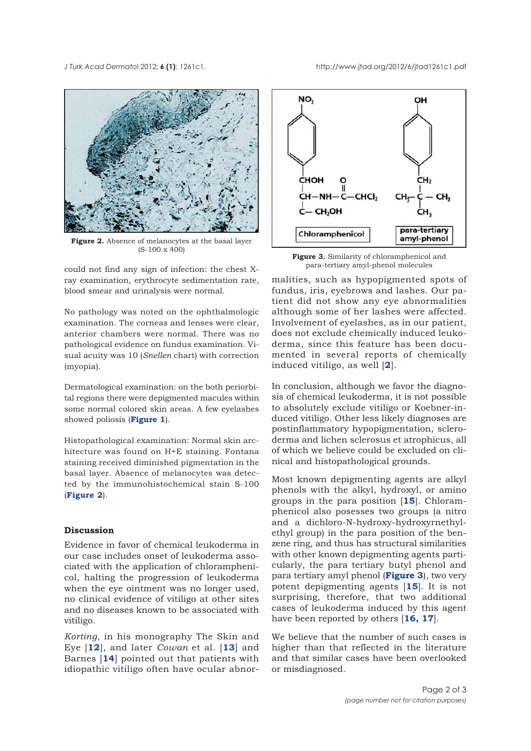Figure 2. Absence of melanocytes at the basal layer (S-100 x 400)

could not find any sign of infection: the chest X-ray examination, erythrocyte sedimentation rate, blood smear and urinalysis were normal.

No pathology was noted on the ophthalmologic examination. The corneas and lenses were clear, anterior chambers were normal. There was no pathological evidence on fundus examination. Visual acuity was 10 (*Snellen* chart) with correction (myopia).

Dermatological examination: on the both periorbital regions there were depigmented macules within some normal colored skin areas. A few eyelashes showed poliosis (**Figure 1**).

Histopathological examination: Normal skin architecture was found on H+E staining. Fontana staining received diminished pigmentation in the basal layer. Absence of melanocytes was detected by the immunohistochemical stain S-100 (**Figure 2**).

## Discussion

Evidence in favor of chemical leukoderma in our case includes onset of leukoderma associated with the application of chloramphenicol, halting the progression of leukoderma when the eye ointment was no longer used, no clinical evidence of vitiligo at other sites and no diseases known to be associated with vitiligo.

*Korting*, in his monography The Skin and Eye [**12**], and later *Cowan* et al. [**13**] and Barnes [**14**] pointed out that patients with idiopathic vitiligo often have ocular abnormalities, such as hypopigmented spots of fundus, iris, eyebrows and lashes. Our patient did not show any eye abnormalities although some of her lashes were affected. Involvement of eyelashes, as in our patient, does not exclude chemically induced leukoderma, since this feature has been documented in several reports of chemically induced vitiligo, as well [**2**].

Figure 3. Similarity of chloramphenicol and para-tertiary amyl-phenol molecules

In conclusion, although we favor the diagnosis of chemical leukoderma, it is not possible to absolutely exclude vitiligo or Koebner-induced vitiligo. Other less likely diagnoses are postinflammatory hypopigmentation, scleroderma and lichen sclerosus et atrophicus, all of which we believe could be excluded on clinical and histopathological grounds.

Most known depigmenting agents are alkyl phenols with the alkyl, hydroxyl, or amino groups in the para position [**15**]. Chloramphenicol also posesses two groups (a nitro and a dichloro-N-hydroxy-hydroxyrnethylethyl group) in the para position of the benzene ring, and thus has structural similarities with other known depigmenting agents particularly, the para tertiary butyl phenol and para tertiary amyl phenol (**Figure 3**), two very potent depigmenting agents [**15**]. It is not surprising, therefore, that two additional cases of leukoderma induced by this agent have been reported by others [**16, 17**].

We believe that the number of such cases is higher than that reflected in the literature and that similar cases have been overlooked or misdiagnosed.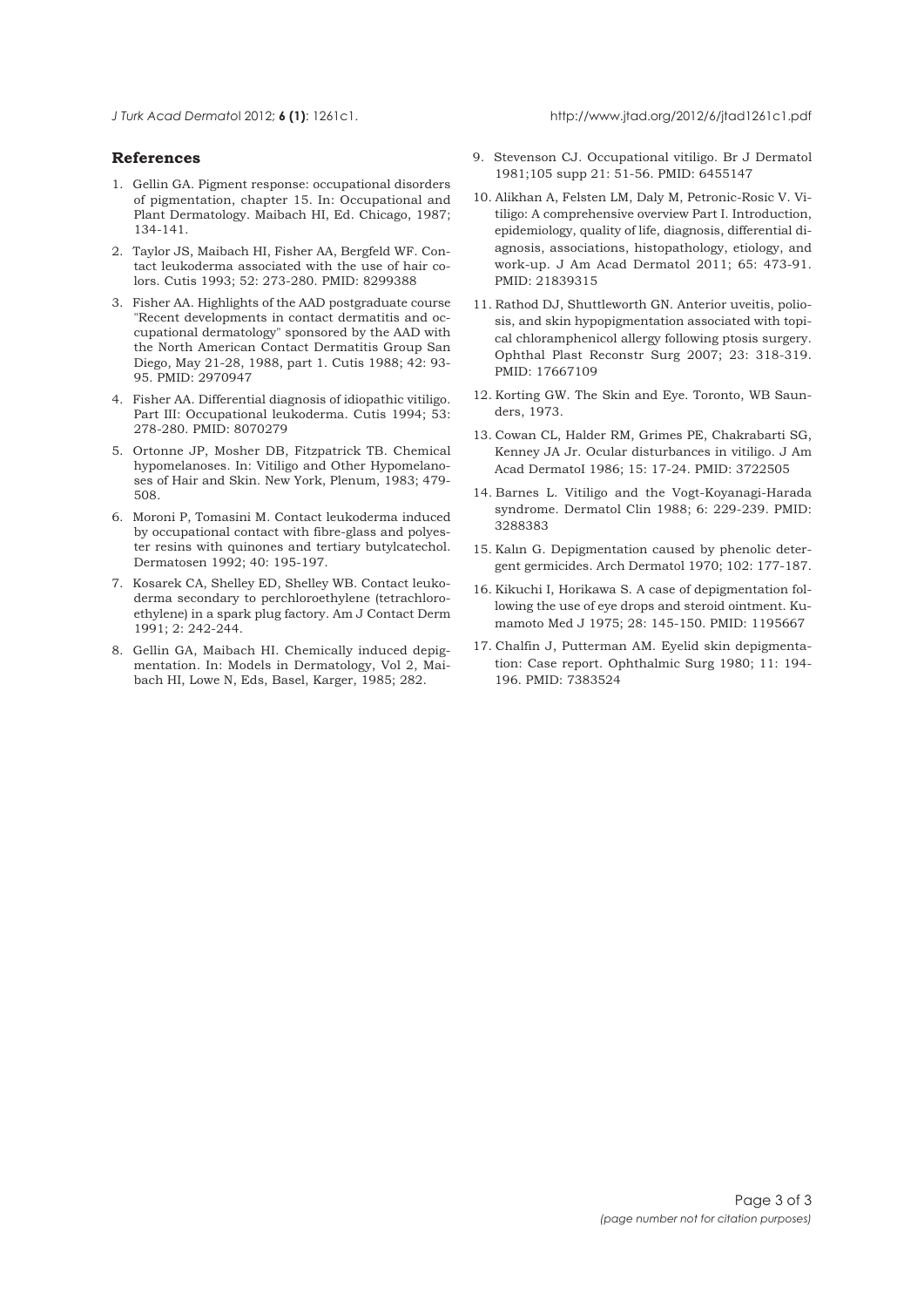## References

1. Gellin GA. Pigment response: occupational disorders of pigmentation, chapter 15. In: Occupational and Plant Dermatology. Maibach HI, Ed. Chicago, 1987; 134-141.
2. Taylor JS, Maibach HI, Fisher AA, Bergfeld WF. Contact leukoderma associated with the use of hair colors. Cutis 1993; 52: 273-280. PMID: 8299388
3. Fisher AA. Highlights of the AAD postgraduate course "Recent developments in contact dermatitis and occupational dermatology" sponsored by the AAD with the North American Contact Dermatitis Group San Diego, May 21-28, 1988, part 1. Cutis 1988; 42: 93-95. PMID: 2970947
4. Fisher AA. Differential diagnosis of idiopathic vitiligo. Part III: Occupational leukoderma. Cutis 1994; 53: 278-280. PMID: 8070279
5. Ortonne JP, Mosher DB, Fitzpatrick TB. Chemical hypomelanoses. In: Vitiligo and Other Hypomelanoses of Hair and Skin. New York, Plenum, 1983; 479-508.
6. Moroni P, Tomasini M. Contact leukoderma induced by occupational contact with fibre-glass and polyester resins with quinones and tertiary butylcatechol. Dermatosen 1992; 40: 195-197.
7. Kosarek CA, Shelley ED, Shelley WB. Contact leukoderma secondary to perchloroethylene (tetrachloroethylene) in a spark plug factory. Am J Contact Derm 1991; 2: 242-244.
8. Gellin GA, Maibach HI. Chemically induced depigmentation. In: Models in Dermatology, Vol 2, Maibach HI, Lowe N, Eds, Basel, Karger, 1985; 282.
9. Stevenson CJ. Occupational vitiligo. Br J Dermatol 1981;105 supp 21: 51-56. PMID: 6455147
10. Alikhan A, Felsten LM, Daly M, Petronic-Rosic V. Vitiligo: A comprehensive overview Part I. Introduction, epidemiology, quality of life, diagnosis, differential diagnosis, associations, histopathology, etiology, and work-up. J Am Acad Dermatol 2011; 65: 473-91. PMID: 21839315
11. Rathod DJ, Shuttleworth GN. Anterior uveitis, poliosis, and skin hypopigmentation associated with topical chloramphenicol allergy following ptosis surgery. Ophthal Plast Reconstr Surg 2007; 23: 318-319. PMID: 17667109
12. Korting GW. The Skin and Eye. Toronto, WB Saunders, 1973.
13. Cowan CL, Halder RM, Grimes PE, Chakrabarti SG, Kenney JA Jr. Ocular disturbances in vitiligo. J Am Acad DermatoI 1986; 15: 17-24. PMID: 3722505
14. Barnes L. Vitiligo and the Vogt-Koyanagi-Harada syndrome. Dermatol Clin 1988; 6: 229-239. PMID: 3288383
15. Kalın G. Depigmentation caused by phenolic detergent germicides. Arch Dermatol 1970; 102: 177-187.
16. Kikuchi I, Horikawa S. A case of depigmentation following the use of eye drops and steroid ointment. Kumamoto Med J 1975; 28: 145-150. PMID: 1195667
17. Chalfin J, Putterman AM. Eyelid skin depigmentation: Case report. Ophthalmic Surg 1980; 11: 194-196. PMID: 7383524